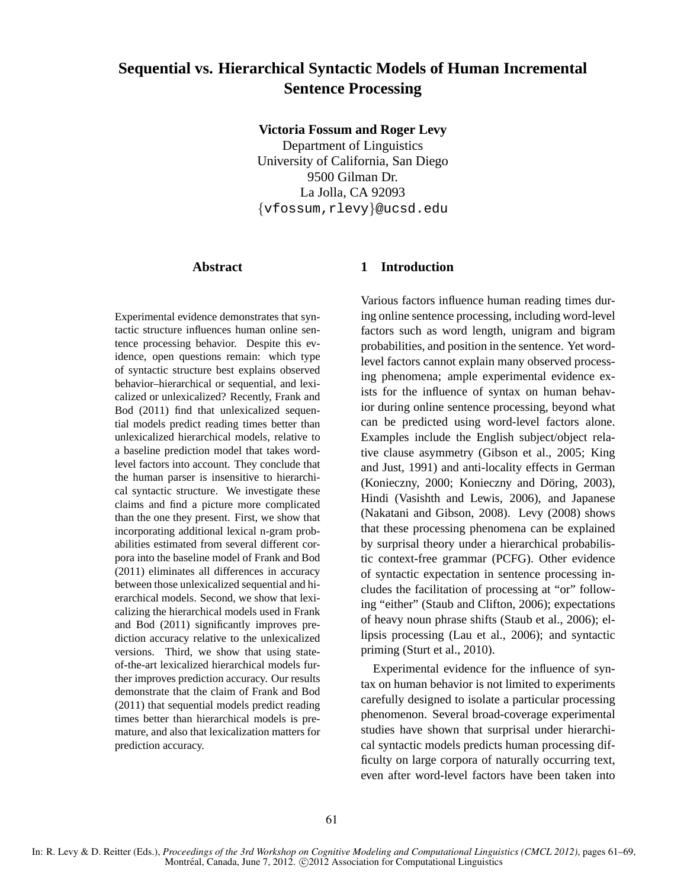# Sequential vs. Hierarchical Syntactic Models of Human Incremental Sentence Processing

**Victoria Fossum and Roger Levy**
Department of Linguistics
University of California, San Diego
9500 Gilman Dr.
La Jolla, CA 92093
{vfossum,rlevy}@ucsd.edu

## Abstract

Experimental evidence demonstrates that syntactic structure influences human online sentence processing behavior. Despite this evidence, open questions remain: which type of syntactic structure best explains observed behavior–hierarchical or sequential, and lexicalized or unlexicalized? Recently, Frank and Bod (2011) find that unlexicalized sequential models predict reading times better than unlexicalized hierarchical models, relative to a baseline prediction model that takes word-level factors into account. They conclude that the human parser is insensitive to hierarchical syntactic structure. We investigate these claims and find a picture more complicated than the one they present. First, we show that incorporating additional lexical n-gram probabilities estimated from several different corpora into the baseline model of Frank and Bod (2011) eliminates all differences in accuracy between those unlexicalized sequential and hierarchical models. Second, we show that lexicalizing the hierarchical models used in Frank and Bod (2011) significantly improves prediction accuracy relative to the unlexicalized versions. Third, we show that using state-of-the-art lexicalized hierarchical models further improves prediction accuracy. Our results demonstrate that the claim of Frank and Bod (2011) that sequential models predict reading times better than hierarchical models is premature, and also that lexicalization matters for prediction accuracy.

## 1 Introduction

Various factors influence human reading times during online sentence processing, including word-level factors such as word length, unigram and bigram probabilities, and position in the sentence. Yet word-level factors cannot explain many observed processing phenomena; ample experimental evidence exists for the influence of syntax on human behavior during online sentence processing, beyond what can be predicted using word-level factors alone. Examples include the English subject/object relative clause asymmetry (Gibson et al., 2005; King and Just, 1991) and anti-locality effects in German (Konieczny, 2000; Konieczny and Döring, 2003), Hindi (Vasishth and Lewis, 2006), and Japanese (Nakatani and Gibson, 2008). Levy (2008) shows that these processing phenomena can be explained by surprisal theory under a hierarchical probabilistic context-free grammar (PCFG). Other evidence of syntactic expectation in sentence processing includes the facilitation of processing at "or" following "either" (Staub and Clifton, 2006); expectations of heavy noun phrase shifts (Staub et al., 2006); ellipsis processing (Lau et al., 2006); and syntactic priming (Sturt et al., 2010).

Experimental evidence for the influence of syntax on human behavior is not limited to experiments carefully designed to isolate a particular processing phenomenon. Several broad-coverage experimental studies have shown that surprisal under hierarchical syntactic models predicts human processing difficulty on large corpora of naturally occurring text, even after word-level factors have been taken into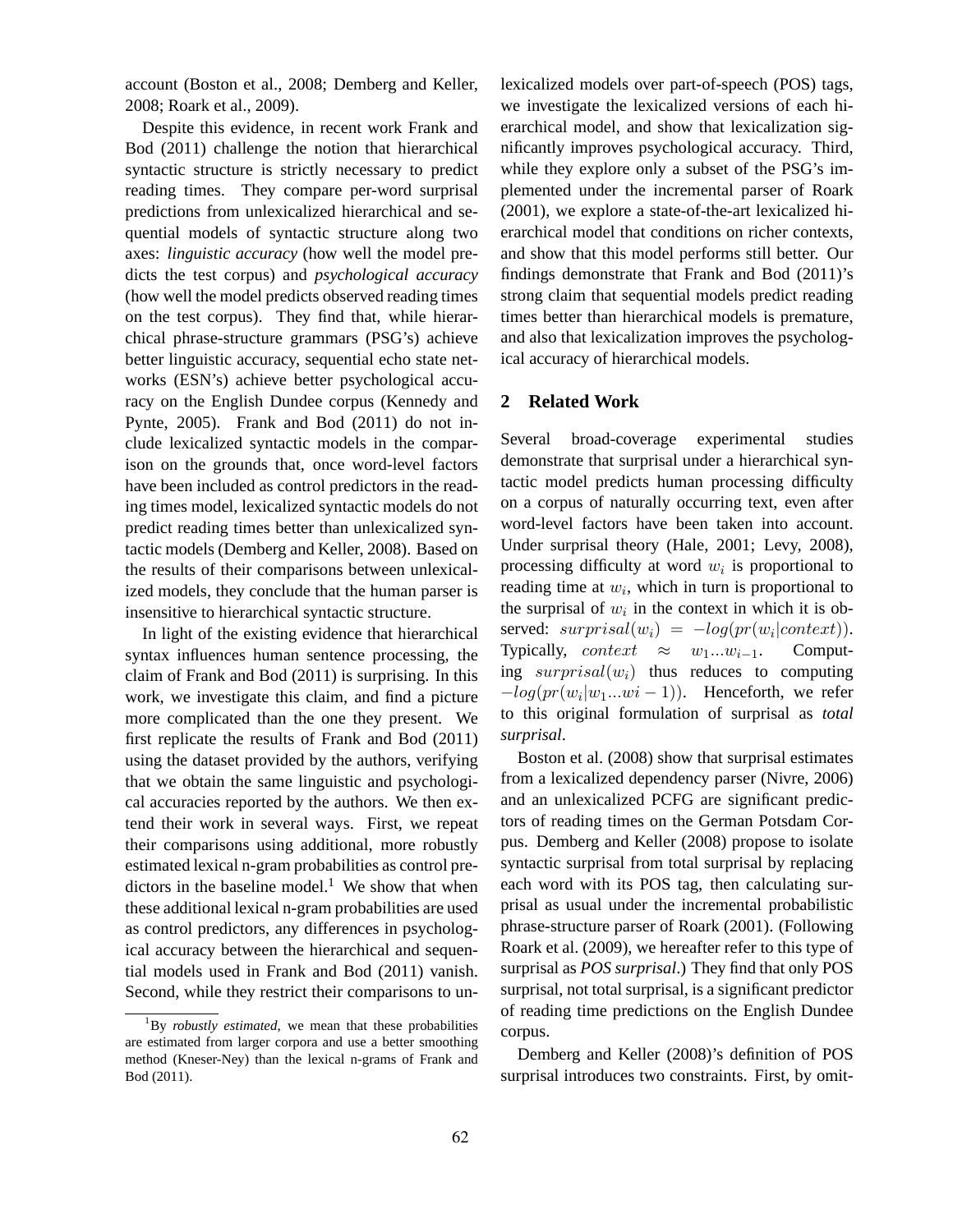account (Boston et al., 2008; Demberg and Keller, 2008; Roark et al., 2009).

Despite this evidence, in recent work Frank and Bod (2011) challenge the notion that hierarchical syntactic structure is strictly necessary to predict reading times. They compare per-word surprisal predictions from unlexicalized hierarchical and sequential models of syntactic structure along two axes: *linguistic accuracy* (how well the model predicts the test corpus) and *psychological accuracy* (how well the model predicts observed reading times on the test corpus). They find that, while hierarchical phrase-structure grammars (PSG's) achieve better linguistic accuracy, sequential echo state networks (ESN's) achieve better psychological accuracy on the English Dundee corpus (Kennedy and Pynte, 2005). Frank and Bod (2011) do not include lexicalized syntactic models in the comparison on the grounds that, once word-level factors have been included as control predictors in the reading times model, lexicalized syntactic models do not predict reading times better than unlexicalized syntactic models (Demberg and Keller, 2008). Based on the results of their comparisons between unlexicalized models, they conclude that the human parser is insensitive to hierarchical syntactic structure.

In light of the existing evidence that hierarchical syntax influences human sentence processing, the claim of Frank and Bod (2011) is surprising. In this work, we investigate this claim, and find a picture more complicated than the one they present. We first replicate the results of Frank and Bod (2011) using the dataset provided by the authors, verifying that we obtain the same linguistic and psychological accuracies reported by the authors. We then extend their work in several ways. First, we repeat their comparisons using additional, more robustly estimated lexical n-gram probabilities as control predictors in the baseline model.[1] We show that when these additional lexical n-gram probabilities are used as control predictors, any differences in psychological accuracy between the hierarchical and sequential models used in Frank and Bod (2011) vanish. Second, while they restrict their comparisons to unlexicalized models over part-of-speech (POS) tags, we investigate the lexicalized versions of each hierarchical model, and show that lexicalization significantly improves psychological accuracy. Third, while they explore only a subset of the PSG's implemented under the incremental parser of Roark (2001), we explore a state-of-the-art lexicalized hierarchical model that conditions on richer contexts, and show that this model performs still better. Our findings demonstrate that Frank and Bod (2011)'s strong claim that sequential models predict reading times better than hierarchical models is premature, and also that lexicalization improves the psychological accuracy of hierarchical models.

[1] By *robustly estimated*, we mean that these probabilities are estimated from larger corpora and use a better smoothing method (Kneser-Ney) than the lexical n-grams of Frank and Bod (2011).

## 2 Related Work

Several broad-coverage experimental studies demonstrate that surprisal under a hierarchical syntactic model predicts human processing difficulty on a corpus of naturally occurring text, even after word-level factors have been taken into account. Under surprisal theory (Hale, 2001; Levy, 2008), processing difficulty at word $w_i$ is proportional to reading time at $w_i$, which in turn is proportional to the surprisal of $w_i$ in the context in which it is observed: $surprisal(w_i) = -log(pr(w_i|context))$. Typically, $context \approx w_1...w_{i-1}$. Computing $surprisal(w_i)$ thus reduces to computing $-log(pr(w_i|w_1...wi-1))$. Henceforth, we refer to this original formulation of surprisal as *total surprisal*.

Boston et al. (2008) show that surprisal estimates from a lexicalized dependency parser (Nivre, 2006) and an unlexicalized PCFG are significant predictors of reading times on the German Potsdam Corpus. Demberg and Keller (2008) propose to isolate syntactic surprisal from total surprisal by replacing each word with its POS tag, then calculating surprisal as usual under the incremental probabilistic phrase-structure parser of Roark (2001). (Following Roark et al. (2009), we hereafter refer to this type of surprisal as *POS surprisal*.) They find that only POS surprisal, not total surprisal, is a significant predictor of reading time predictions on the English Dundee corpus.

Demberg and Keller (2008)'s definition of POS surprisal introduces two constraints. First, by omit-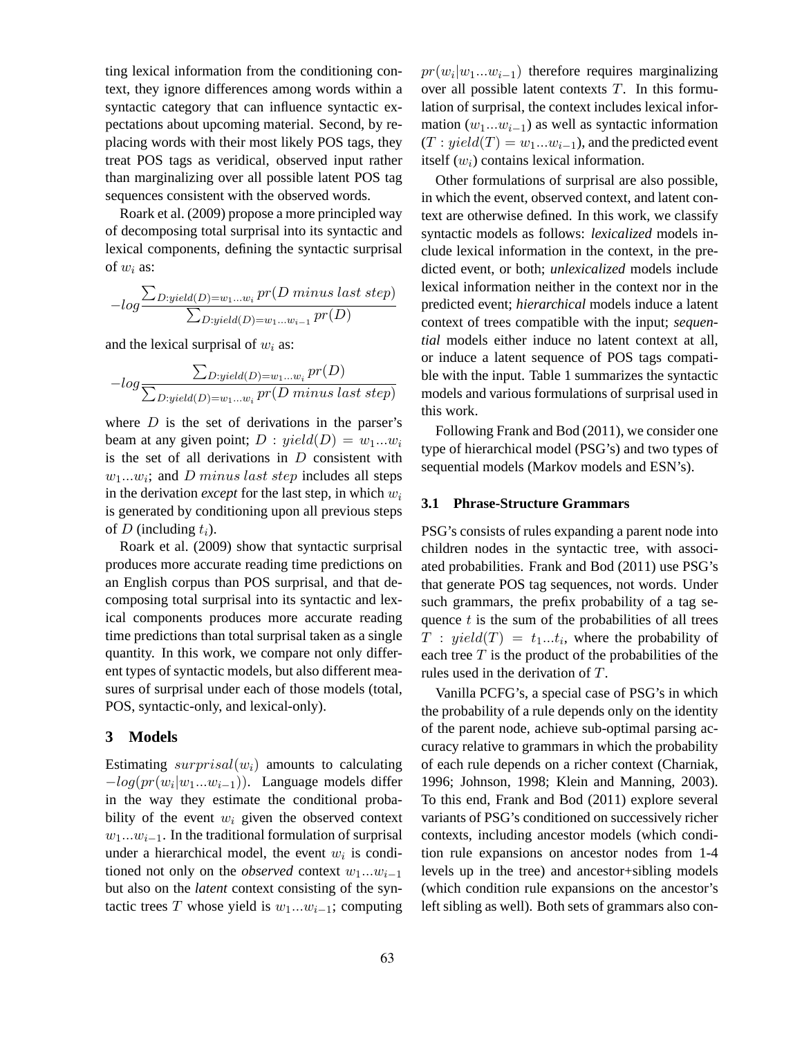ting lexical information from the conditioning context, they ignore differences among words within a syntactic category that can influence syntactic expectations about upcoming material. Second, by replacing words with their most likely POS tags, they treat POS tags as veridical, observed input rather than marginalizing over all possible latent POS tag sequences consistent with the observed words.

Roark et al. (2009) propose a more principled way of decomposing total surprisal into its syntactic and lexical components, defining the syntactic surprisal of $w_i$ as:

$$-log \frac{\sum_{D:yield(D)=w_1...w_i} pr(D \; minus \; last \; step)}{\sum_{D:yield(D)=w_1...w_{i-1}} pr(D)}$$

and the lexical surprisal of $w_i$ as:

$$-log \frac{\sum_{D:yield(D)=w_1...w_i} pr(D)}{\sum_{D:yield(D)=w_1...w_i} pr(D \; minus \; last \; step)}$$

where $D$ is the set of derivations in the parser's beam at any given point; $D : yield(D) = w_1...w_i$ is the set of all derivations in $D$ consistent with $w_1...w_i$; and $D \; minus \; last \; step$ includes all steps in the derivation *except* for the last step, in which $w_i$ is generated by conditioning upon all previous steps of $D$ (including $t_i$).

Roark et al. (2009) show that syntactic surprisal produces more accurate reading time predictions on an English corpus than POS surprisal, and that decomposing total surprisal into its syntactic and lexical components produces more accurate reading time predictions than total surprisal taken as a single quantity. In this work, we compare not only different types of syntactic models, but also different measures of surprisal under each of those models (total, POS, syntactic-only, and lexical-only).

## 3 Models

Estimating $surprisal(w_i)$ amounts to calculating $-log(pr(w_i|w_1...w_{i-1}))$. Language models differ in the way they estimate the conditional probability of the event $w_i$ given the observed context $w_1...w_{i-1}$. In the traditional formulation of surprisal under a hierarchical model, the event $w_i$ is conditioned not only on the *observed* context $w_1...w_{i-1}$ but also on the *latent* context consisting of the syntactic trees $T$ whose yield is $w_1...w_{i-1}$; computing $pr(w_i|w_1...w_{i-1})$ therefore requires marginalizing over all possible latent contexts $T$. In this formulation of surprisal, the context includes lexical information ($w_1...w_{i-1}$) as well as syntactic information ($T : yield(T) = w_1...w_{i-1}$), and the predicted event itself ($w_i$) contains lexical information.

Other formulations of surprisal are also possible, in which the event, observed context, and latent context are otherwise defined. In this work, we classify syntactic models as follows: *lexicalized* models include lexical information in the context, in the predicted event, or both; *unlexicalized* models include lexical information neither in the context nor in the predicted event; *hierarchical* models induce a latent context of trees compatible with the input; *sequential* models either induce no latent context at all, or induce a latent sequence of POS tags compatible with the input. Table 1 summarizes the syntactic models and various formulations of surprisal used in this work.

Following Frank and Bod (2011), we consider one type of hierarchical model (PSG's) and two types of sequential models (Markov models and ESN's).

### 3.1 Phrase-Structure Grammars

PSG's consists of rules expanding a parent node into children nodes in the syntactic tree, with associated probabilities. Frank and Bod (2011) use PSG's that generate POS tag sequences, not words. Under such grammars, the prefix probability of a tag sequence $t$ is the sum of the probabilities of all trees $T : yield(T) = t_1...t_i$, where the probability of each tree $T$ is the product of the probabilities of the rules used in the derivation of $T$.

Vanilla PCFG's, a special case of PSG's in which the probability of a rule depends only on the identity of the parent node, achieve sub-optimal parsing accuracy relative to grammars in which the probability of each rule depends on a richer context (Charniak, 1996; Johnson, 1998; Klein and Manning, 2003). To this end, Frank and Bod (2011) explore several variants of PSG's conditioned on successively richer contexts, including ancestor models (which condition rule expansions on ancestor nodes from 1-4 levels up in the tree) and ancestor+sibling models (which condition rule expansions on the ancestor's left sibling as well). Both sets of grammars also con-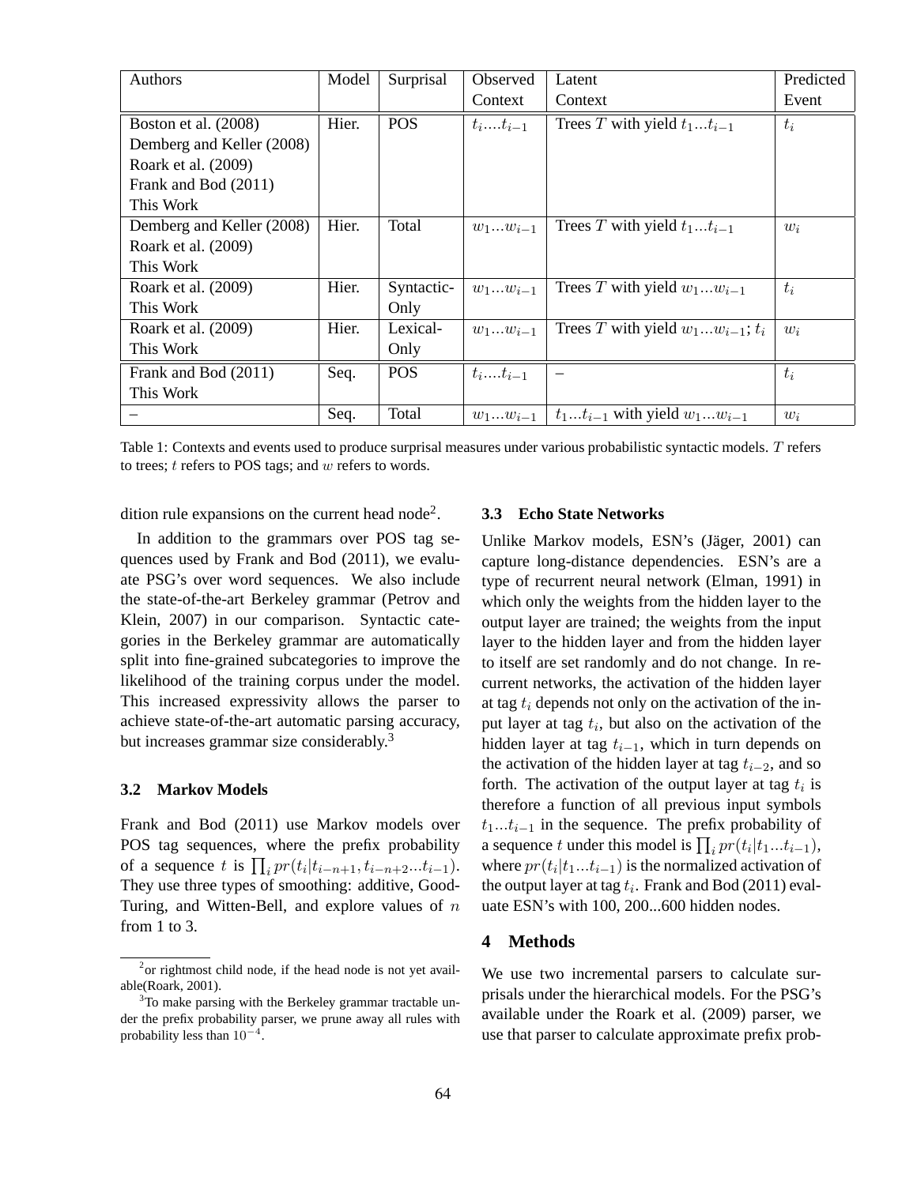| Authors | Model | Surprisal | Observed Context | Latent Context | Predicted Event |
|---|---|---|---|---|---|
| Boston et al. (2008)<br>Demberg and Keller (2008)<br>Roark et al. (2009)<br>Frank and Bod (2011)<br>This Work | Hier. | POS | $t_i....t_{i-1}$ | Trees $T$ with yield $t_1...t_{i-1}$ | $t_i$ |
| Demberg and Keller (2008)<br>Roark et al. (2009)<br>This Work | Hier. | Total | $w_1...w_{i-1}$ | Trees $T$ with yield $t_1...t_{i-1}$ | $w_i$ |
| Roark et al. (2009)<br>This Work | Hier. | Syntactic-Only | $w_1...w_{i-1}$ | Trees $T$ with yield $w_1...w_{i-1}$ | $t_i$ |
| Roark et al. (2009)<br>This Work | Hier. | Lexical-Only | $w_1...w_{i-1}$ | Trees $T$ with yield $w_1...w_{i-1}$; $t_i$ | $w_i$ |
| Frank and Bod (2011)<br>This Work | Seq. | POS | $t_i....t_{i-1}$ | – | $t_i$ |
| – | Seq. | Total | $w_1...w_{i-1}$ | $t_1...t_{i-1}$ with yield $w_1...w_{i-1}$ | $w_i$ |

Table 1: Contexts and events used to produce surprisal measures under various probabilistic syntactic models. $T$ refers to trees; $t$ refers to POS tags; and $w$ refers to words.

dition rule expansions on the current head node[2].

In addition to the grammars over POS tag sequences used by Frank and Bod (2011), we evaluate PSG's over word sequences. We also include the state-of-the-art Berkeley grammar (Petrov and Klein, 2007) in our comparison. Syntactic categories in the Berkeley grammar are automatically split into fine-grained subcategories to improve the likelihood of the training corpus under the model. This increased expressivity allows the parser to achieve state-of-the-art automatic parsing accuracy, but increases grammar size considerably.[3]

### 3.2 Markov Models

Frank and Bod (2011) use Markov models over POS tag sequences, where the prefix probability of a sequence $t$ is $\prod_i pr(t_i|t_{i-n+1}, t_{i-n+2}...t_{i-1})$. They use three types of smoothing: additive, Good-Turing, and Witten-Bell, and explore values of $n$ from 1 to 3.

[2] or rightmost child node, if the head node is not yet available(Roark, 2001).

[3] To make parsing with the Berkeley grammar tractable under the prefix probability parser, we prune away all rules with probability less than $10^{-4}$.

### 3.3 Echo State Networks

Unlike Markov models, ESN's (Jäger, 2001) can capture long-distance dependencies. ESN's are a type of recurrent neural network (Elman, 1991) in which only the weights from the hidden layer to the output layer are trained; the weights from the input layer to the hidden layer and from the hidden layer to itself are set randomly and do not change. In recurrent networks, the activation of the hidden layer at tag $t_i$ depends not only on the activation of the input layer at tag $t_i$, but also on the activation of the hidden layer at tag $t_{i-1}$, which in turn depends on the activation of the hidden layer at tag $t_{i-2}$, and so forth. The activation of the output layer at tag $t_i$ is therefore a function of all previous input symbols $t_1...t_{i-1}$ in the sequence. The prefix probability of a sequence $t$ under this model is $\prod_i pr(t_i|t_1...t_{i-1})$, where $pr(t_i|t_1...t_{i-1})$ is the normalized activation of the output layer at tag $t_i$. Frank and Bod (2011) evaluate ESN's with 100, 200...600 hidden nodes.

## 4 Methods

We use two incremental parsers to calculate surprisals under the hierarchical models. For the PSG's available under the Roark et al. (2009) parser, we use that parser to calculate approximate prefix prob-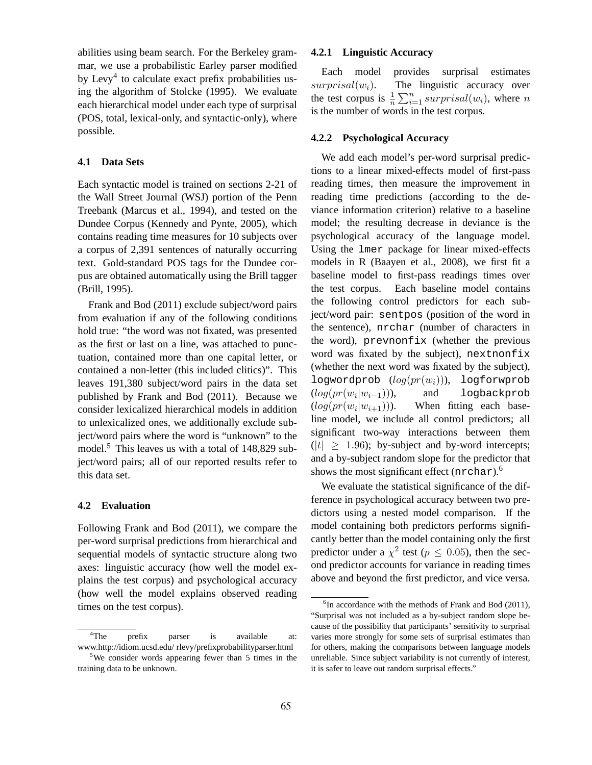abilities using beam search. For the Berkeley grammar, we use a probabilistic Earley parser modified by Levy[4] to calculate exact prefix probabilities using the algorithm of Stolcke (1995). We evaluate each hierarchical model under each type of surprisal (POS, total, lexical-only, and syntactic-only), where possible.

### 4.1 Data Sets

Each syntactic model is trained on sections 2-21 of the Wall Street Journal (WSJ) portion of the Penn Treebank (Marcus et al., 1994), and tested on the Dundee Corpus (Kennedy and Pynte, 2005), which contains reading time measures for 10 subjects over a corpus of 2,391 sentences of naturally occurring text. Gold-standard POS tags for the Dundee corpus are obtained automatically using the Brill tagger (Brill, 1995).

Frank and Bod (2011) exclude subject/word pairs from evaluation if any of the following conditions hold true: "the word was not fixated, was presented as the first or last on a line, was attached to punctuation, contained more than one capital letter, or contained a non-letter (this included clitics)". This leaves 191,380 subject/word pairs in the data set published by Frank and Bod (2011). Because we consider lexicalized hierarchical models in addition to unlexicalized ones, we additionally exclude subject/word pairs where the word is "unknown" to the model.[5] This leaves us with a total of 148,829 subject/word pairs; all of our reported results refer to this data set.

### 4.2 Evaluation

Following Frank and Bod (2011), we compare the per-word surprisal predictions from hierarchical and sequential models of syntactic structure along two axes: linguistic accuracy (how well the model explains the test corpus) and psychological accuracy (how well the model explains observed reading times on the test corpus).

#### 4.2.1 Linguistic Accuracy

Each model provides surprisal estimates $surprisal(w_i)$. The linguistic accuracy over the test corpus is $\frac{1}{n}\sum_{i=1}^{n} surprisal(w_i)$, where $n$ is the number of words in the test corpus.

#### 4.2.2 Psychological Accuracy

We add each model's per-word surprisal predictions to a linear mixed-effects model of first-pass reading times, then measure the improvement in reading time predictions (according to the deviance information criterion) relative to a baseline model; the resulting decrease in deviance is the psychological accuracy of the language model. Using the `lmer` package for linear mixed-effects models in R (Baayen et al., 2008), we first fit a baseline model to first-pass readings times over the test corpus. Each baseline model contains the following control predictors for each subject/word pair: `sentpos` (position of the word in the sentence), `nrchar` (number of characters in the word), `prevnonfix` (whether the previous word was fixated by the subject), `nextnonfix` (whether the next word was fixated by the subject), `logwordprob` ($log(pr(w_i))$), `logforwprob` ($log(pr(w_i|w_{i-1}))$), and `logbackprob` ($log(pr(w_i|w_{i+1}))$). When fitting each baseline model, we include all control predictors; all significant two-way interactions between them ($|t| \geq 1.96$); by-subject and by-word intercepts; and a by-subject random slope for the predictor that shows the most significant effect (`nrchar`).[6]

We evaluate the statistical significance of the difference in psychological accuracy between two predictors using a nested model comparison. If the model containing both predictors performs significantly better than the model containing only the first predictor under a $\chi^2$ test ($p \leq 0.05$), then the second predictor accounts for variance in reading times above and beyond the first predictor, and vice versa.

---

[4] The prefix parser is available at: www.http://idiom.ucsd.edu/ rlevy/prefixprobabilityparser.html

[5] We consider words appearing fewer than 5 times in the training data to be unknown.

[6] In accordance with the methods of Frank and Bod (2011), "Surprisal was not included as a by-subject random slope because of the possibility that participants' sensitivity to surprisal varies more strongly for some sets of surprisal estimates than for others, making the comparisons between language models unreliable. Since subject variability is not currently of interest, it is safer to leave out random surprisal effects."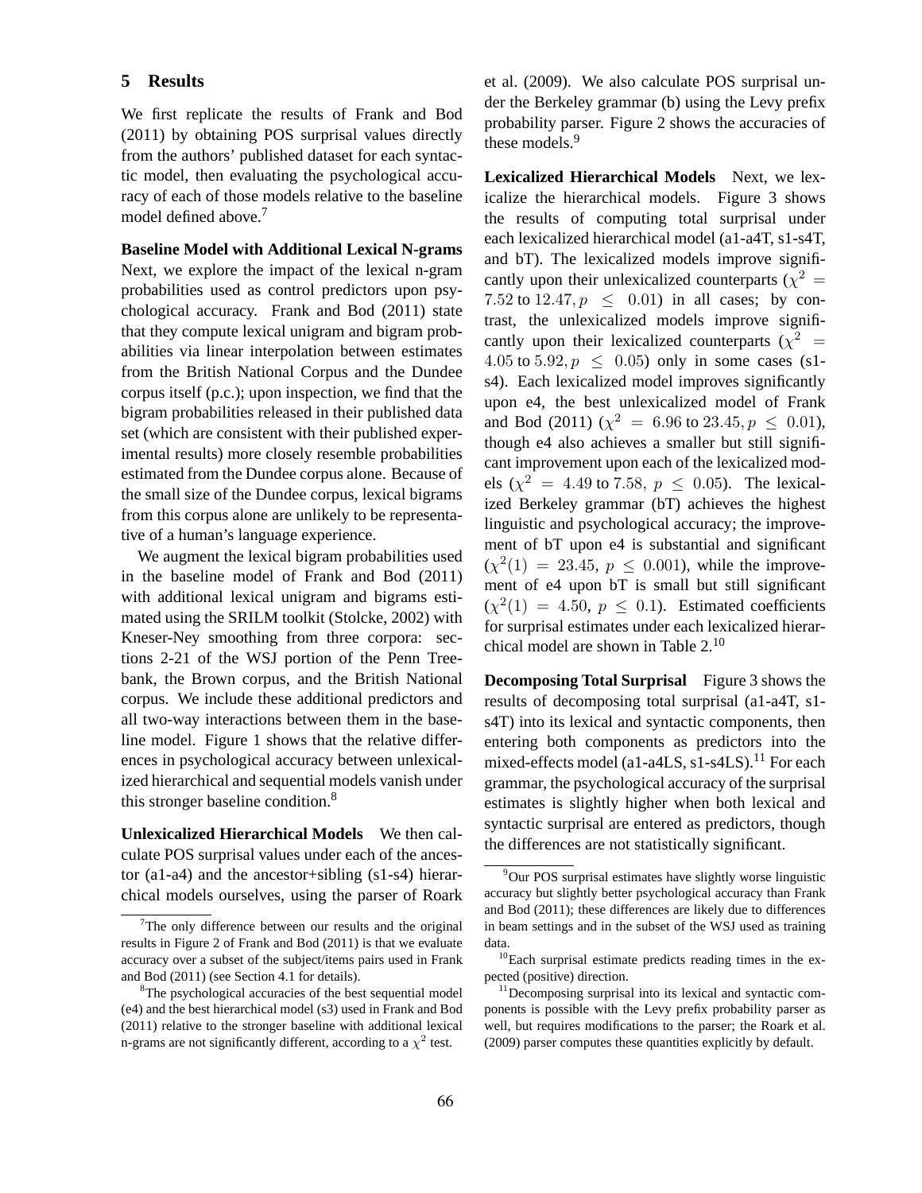## 5 Results

We first replicate the results of Frank and Bod (2011) by obtaining POS surprisal values directly from the authors' published dataset for each syntactic model, then evaluating the psychological accuracy of each of those models relative to the baseline model defined above.[7]

**Baseline Model with Additional Lexical N-grams** Next, we explore the impact of the lexical n-gram probabilities used as control predictors upon psychological accuracy. Frank and Bod (2011) state that they compute lexical unigram and bigram probabilities via linear interpolation between estimates from the British National Corpus and the Dundee corpus itself (p.c.); upon inspection, we find that the bigram probabilities released in their published data set (which are consistent with their published experimental results) more closely resemble probabilities estimated from the Dundee corpus alone. Because of the small size of the Dundee corpus, lexical bigrams from this corpus alone are unlikely to be representative of a human's language experience.

We augment the lexical bigram probabilities used in the baseline model of Frank and Bod (2011) with additional lexical unigram and bigrams estimated using the SRILM toolkit (Stolcke, 2002) with Kneser-Ney smoothing from three corpora: sections 2-21 of the WSJ portion of the Penn Treebank, the Brown corpus, and the British National corpus. We include these additional predictors and all two-way interactions between them in the baseline model. Figure 1 shows that the relative differences in psychological accuracy between unlexicalized hierarchical and sequential models vanish under this stronger baseline condition.[8]

**Unlexicalized Hierarchical Models** We then calculate POS surprisal values under each of the ancestor (a1-a4) and the ancestor+sibling (s1-s4) hierarchical models ourselves, using the parser of Roark et al. (2009). We also calculate POS surprisal under the Berkeley grammar (b) using the Levy prefix probability parser. Figure 2 shows the accuracies of these models.[9]

**Lexicalized Hierarchical Models** Next, we lexicalize the hierarchical models. Figure 3 shows the results of computing total surprisal under each lexicalized hierarchical model (a1-a4T, s1-s4T, and bT). The lexicalized models improve significantly upon their unlexicalized counterparts ($\chi^2 = 7.52$ to $12.47, p \leq 0.01$) in all cases; by contrast, the unlexicalized models improve significantly upon their lexicalized counterparts ($\chi^2 = 4.05$ to $5.92, p \leq 0.05$) only in some cases (s1-s4). Each lexicalized model improves significantly upon e4, the best unlexicalized model of Frank and Bod (2011) ($\chi^2 = 6.96$ to $23.45, p \leq 0.01$), though e4 also achieves a smaller but still significant improvement upon each of the lexicalized models ($\chi^2 = 4.49$ to $7.58,\ p \leq 0.05$). The lexicalized Berkeley grammar (bT) achieves the highest linguistic and psychological accuracy; the improvement of bT upon e4 is substantial and significant ($\chi^2(1) = 23.45,\ p \leq 0.001$), while the improvement of e4 upon bT is small but still significant ($\chi^2(1) = 4.50,\ p \leq 0.1$). Estimated coefficients for surprisal estimates under each lexicalized hierarchical model are shown in Table 2.[10]

**Decomposing Total Surprisal** Figure 3 shows the results of decomposing total surprisal (a1-a4T, s1-s4T) into its lexical and syntactic components, then entering both components as predictors into the mixed-effects model (a1-a4LS, s1-s4LS).[11] For each grammar, the psychological accuracy of the surprisal estimates is slightly higher when both lexical and syntactic surprisal are entered as predictors, though the differences are not statistically significant.

---

[7] The only difference between our results and the original results in Figure 2 of Frank and Bod (2011) is that we evaluate accuracy over a subset of the subject/items pairs used in Frank and Bod (2011) (see Section 4.1 for details).

[8] The psychological accuracies of the best sequential model (e4) and the best hierarchical model (s3) used in Frank and Bod (2011) relative to the stronger baseline with additional lexical n-grams are not significantly different, according to a $\chi^2$ test.

[9] Our POS surprisal estimates have slightly worse linguistic accuracy but slightly better psychological accuracy than Frank and Bod (2011); these differences are likely due to differences in beam settings and in the subset of the WSJ used as training data.

[10] Each surprisal estimate predicts reading times in the expected (positive) direction.

[11] Decomposing surprisal into its lexical and syntactic components is possible with the Levy prefix probability parser as well, but requires modifications to the parser; the Roark et al. (2009) parser computes these quantities explicitly by default.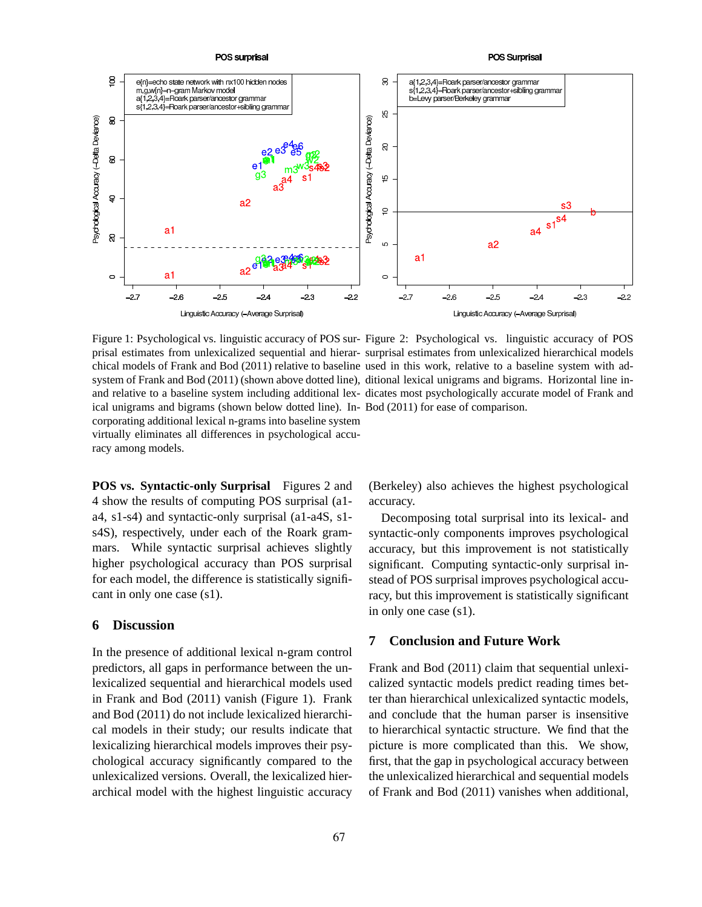Figure 1: Psychological vs. linguistic accuracy of POS surprisal estimates from unlexicalized sequential and hierarchical models of Frank and Bod (2011) relative to baseline system of Frank and Bod (2011) (shown above dotted line), and relative to a baseline system including additional lexical unigrams and bigrams (shown below dotted line). Incorporating additional lexical n-grams into baseline system virtually eliminates all differences in psychological accuracy among models.

Figure 2: Psychological vs. linguistic accuracy of POS surprisal estimates from unlexicalized hierarchical models used in this work, relative to a baseline system with additional lexical unigrams and bigrams. Horizontal line indicates most psychologically accurate model of Frank and Bod (2011) for ease of comparison.

**POS vs. Syntactic-only Surprisal** Figures 2 and 4 show the results of computing POS surprisal (a1-a4, s1-s4) and syntactic-only surprisal (a1-a4S, s1-s4S), respectively, under each of the Roark grammars. While syntactic surprisal achieves slightly higher psychological accuracy than POS surprisal for each model, the difference is statistically significant in only one case (s1).

## 6 Discussion

In the presence of additional lexical n-gram control predictors, all gaps in performance between the unlexicalized sequential and hierarchical models used in Frank and Bod (2011) vanish (Figure 1). Frank and Bod (2011) do not include lexicalized hierarchical models in their study; our results indicate that lexicalizing hierarchical models improves their psychological accuracy significantly compared to the unlexicalized versions. Overall, the lexicalized hierarchical model with the highest linguistic accuracy (Berkeley) also achieves the highest psychological accuracy.

Decomposing total surprisal into its lexical- and syntactic-only components improves psychological accuracy, but this improvement is not statistically significant. Computing syntactic-only surprisal instead of POS surprisal improves psychological accuracy, but this improvement is statistically significant in only one case (s1).

## 7 Conclusion and Future Work

Frank and Bod (2011) claim that sequential unlexicalized syntactic models predict reading times better than hierarchical unlexicalized syntactic models, and conclude that the human parser is insensitive to hierarchical syntactic structure. We find that the picture is more complicated than this. We show, first, that the gap in psychological accuracy between the unlexicalized hierarchical and sequential models of Frank and Bod (2011) vanishes when additional,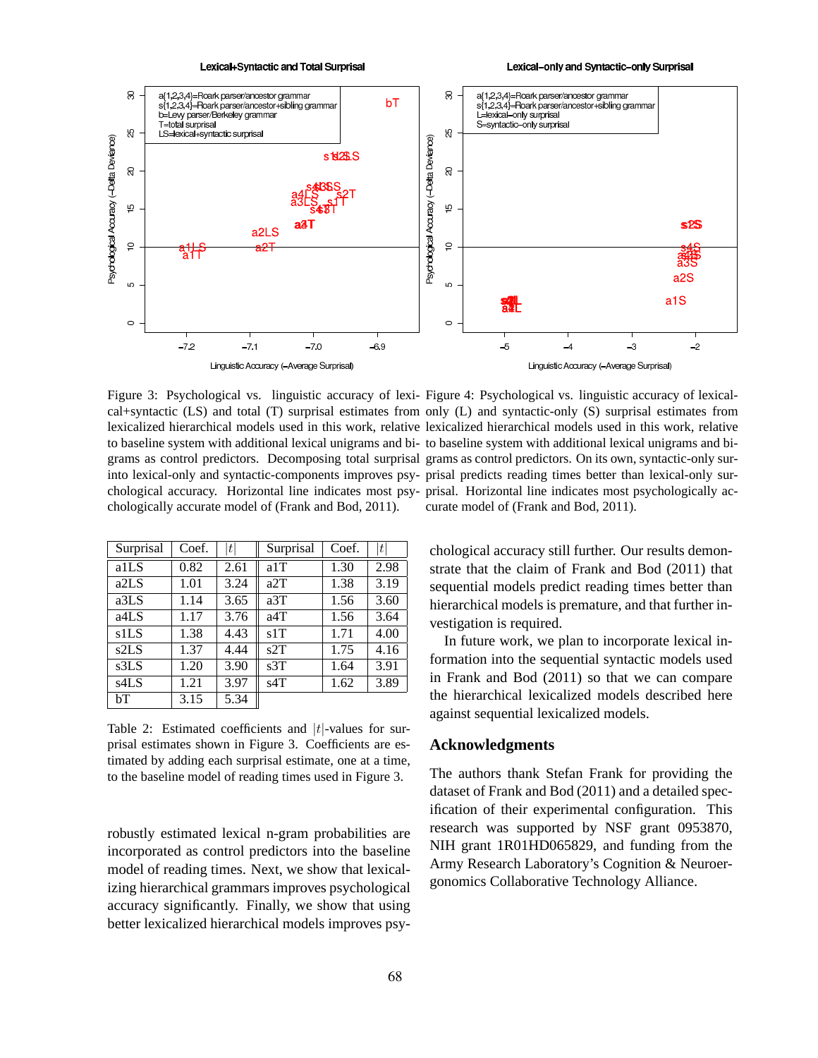Figure 3: Psychological vs. linguistic accuracy of lexical+syntactic (LS) and total (T) surprisal estimates from lexicalized hierarchical models used in this work, relative to baseline system with additional lexical unigrams and bigrams as control predictors. Decomposing total surprisal into lexical-only and syntactic-components improves psychological accuracy. Horizontal line indicates most psychologically accurate model of (Frank and Bod, 2011).

Figure 4: Psychological vs. linguistic accuracy of lexical-only (L) and syntactic-only (S) surprisal estimates from lexicalized hierarchical models used in this work, relative to baseline system with additional lexical unigrams and bigrams as control predictors. On its own, syntactic-only surprisal predicts reading times better than lexical-only surprisal. Horizontal line indicates most psychologically accurate model of (Frank and Bod, 2011).

| Surprisal | Coef. | $\lvert t \rvert$ | Surprisal | Coef. | $\lvert t \rvert$ |
|---|---|---|---|---|---|
| a1LS | 0.82 | 2.61 | a1T | 1.30 | 2.98 |
| a2LS | 1.01 | 3.24 | a2T | 1.38 | 3.19 |
| a3LS | 1.14 | 3.65 | a3T | 1.56 | 3.60 |
| a4LS | 1.17 | 3.76 | a4T | 1.56 | 3.64 |
| s1LS | 1.38 | 4.43 | s1T | 1.71 | 4.00 |
| s2LS | 1.37 | 4.44 | s2T | 1.75 | 4.16 |
| s3LS | 1.20 | 3.90 | s3T | 1.64 | 3.91 |
| s4LS | 1.21 | 3.97 | s4T | 1.62 | 3.89 |
| bT | 3.15 | 5.34 | | | |

Table 2: Estimated coefficients and $\lvert t \rvert$-values for surprisal estimates shown in Figure 3. Coefficients are estimated by adding each surprisal estimate, one at a time, to the baseline model of reading times used in Figure 3.

robustly estimated lexical n-gram probabilities are incorporated as control predictors into the baseline model of reading times. Next, we show that lexicalizing hierarchical grammars improves psychological accuracy significantly. Finally, we show that using better lexicalized hierarchical models improves psychological accuracy still further. Our results demonstrate that the claim of Frank and Bod (2011) that sequential models predict reading times better than hierarchical models is premature, and that further investigation is required.

In future work, we plan to incorporate lexical information into the sequential syntactic models used in Frank and Bod (2011) so that we can compare the hierarchical lexicalized models described here against sequential lexicalized models.

## Acknowledgments

The authors thank Stefan Frank for providing the dataset of Frank and Bod (2011) and a detailed specification of their experimental configuration. This research was supported by NSF grant 0953870, NIH grant 1R01HD065829, and funding from the Army Research Laboratory's Cognition & Neuroergonomics Collaborative Technology Alliance.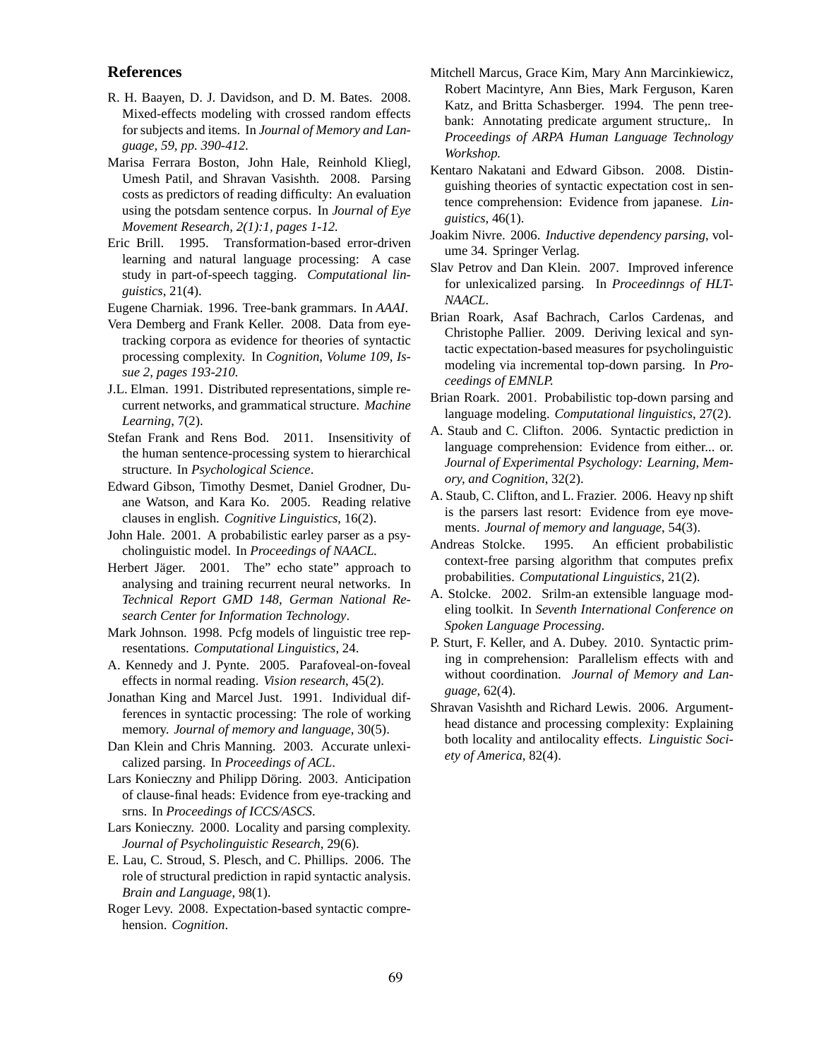## References

R. H. Baayen, D. J. Davidson, and D. M. Bates. 2008. Mixed-effects modeling with crossed random effects for subjects and items. In *Journal of Memory and Language, 59, pp. 390-412.*

Marisa Ferrara Boston, John Hale, Reinhold Kliegl, Umesh Patil, and Shravan Vasishth. 2008. Parsing costs as predictors of reading difficulty: An evaluation using the potsdam sentence corpus. In *Journal of Eye Movement Research, 2(1):1, pages 1-12.*

Eric Brill. 1995. Transformation-based error-driven learning and natural language processing: A case study in part-of-speech tagging. *Computational linguistics*, 21(4).

Eugene Charniak. 1996. Tree-bank grammars. In *AAAI*.

Vera Demberg and Frank Keller. 2008. Data from eye-tracking corpora as evidence for theories of syntactic processing complexity. In *Cognition, Volume 109, Issue 2, pages 193-210.*

J.L. Elman. 1991. Distributed representations, simple recurrent networks, and grammatical structure. *Machine Learning*, 7(2).

Stefan Frank and Rens Bod. 2011. Insensitivity of the human sentence-processing system to hierarchical structure. In *Psychological Science*.

Edward Gibson, Timothy Desmet, Daniel Grodner, Duane Watson, and Kara Ko. 2005. Reading relative clauses in english. *Cognitive Linguistics*, 16(2).

John Hale. 2001. A probabilistic earley parser as a psycholinguistic model. In *Proceedings of NAACL*.

Herbert Jäger. 2001. The" echo state" approach to analysing and training recurrent neural networks. In *Technical Report GMD 148, German National Research Center for Information Technology*.

Mark Johnson. 1998. Pcfg models of linguistic tree representations. *Computational Linguistics*, 24.

A. Kennedy and J. Pynte. 2005. Parafoveal-on-foveal effects in normal reading. *Vision research*, 45(2).

Jonathan King and Marcel Just. 1991. Individual differences in syntactic processing: The role of working memory. *Journal of memory and language*, 30(5).

Dan Klein and Chris Manning. 2003. Accurate unlexicalized parsing. In *Proceedings of ACL*.

Lars Konieczny and Philipp Döring. 2003. Anticipation of clause-final heads: Evidence from eye-tracking and srns. In *Proceedings of ICCS/ASCS*.

Lars Konieczny. 2000. Locality and parsing complexity. *Journal of Psycholinguistic Research*, 29(6).

E. Lau, C. Stroud, S. Plesch, and C. Phillips. 2006. The role of structural prediction in rapid syntactic analysis. *Brain and Language*, 98(1).

Roger Levy. 2008. Expectation-based syntactic comprehension. *Cognition*.

Mitchell Marcus, Grace Kim, Mary Ann Marcinkiewicz, Robert Macintyre, Ann Bies, Mark Ferguson, Karen Katz, and Britta Schasberger. 1994. The penn treebank: Annotating predicate argument structure,. In *Proceedings of ARPA Human Language Technology Workshop.*

Kentaro Nakatani and Edward Gibson. 2008. Distinguishing theories of syntactic expectation cost in sentence comprehension: Evidence from japanese. *Linguistics*, 46(1).

Joakim Nivre. 2006. *Inductive dependency parsing*, volume 34. Springer Verlag.

Slav Petrov and Dan Klein. 2007. Improved inference for unlexicalized parsing. In *Proceedinngs of HLT-NAACL*.

Brian Roark, Asaf Bachrach, Carlos Cardenas, and Christophe Pallier. 2009. Deriving lexical and syntactic expectation-based measures for psycholinguistic modeling via incremental top-down parsing. In *Proceedings of EMNLP.*

Brian Roark. 2001. Probabilistic top-down parsing and language modeling. *Computational linguistics*, 27(2).

A. Staub and C. Clifton. 2006. Syntactic prediction in language comprehension: Evidence from either... or. *Journal of Experimental Psychology: Learning, Memory, and Cognition*, 32(2).

A. Staub, C. Clifton, and L. Frazier. 2006. Heavy np shift is the parsers last resort: Evidence from eye movements. *Journal of memory and language*, 54(3).

Andreas Stolcke. 1995. An efficient probabilistic context-free parsing algorithm that computes prefix probabilities. *Computational Linguistics*, 21(2).

A. Stolcke. 2002. Srilm-an extensible language modeling toolkit. In *Seventh International Conference on Spoken Language Processing*.

P. Sturt, F. Keller, and A. Dubey. 2010. Syntactic priming in comprehension: Parallelism effects with and without coordination. *Journal of Memory and Language*, 62(4).

Shravan Vasishth and Richard Lewis. 2006. Argument-head distance and processing complexity: Explaining both locality and antilocality effects. *Linguistic Society of America*, 82(4).